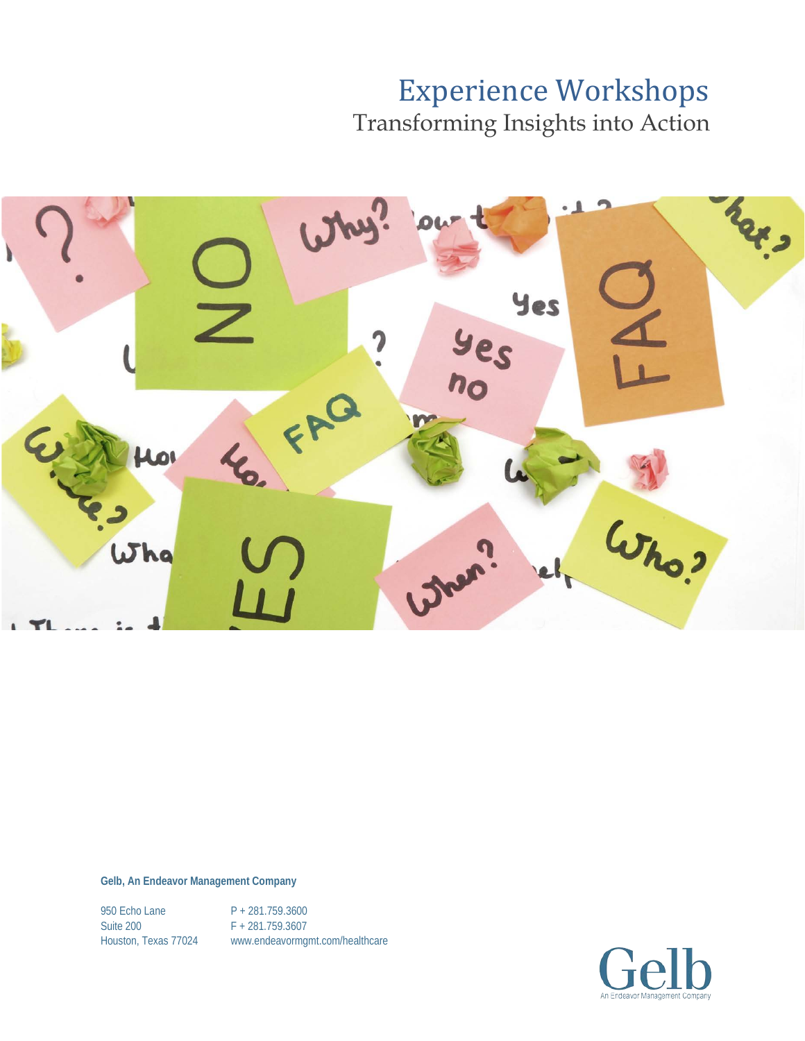# Experience Workshops

## Transforming Insights into Action

**Gelb, An Endeavor Management Company**

950 Echo Lane
Suite 200
Houston, Texas 77024

P + 281.759.3600
F + 281.759.3607
www.endeavormgmt.com/healthcare

Gelb
An Endeavor Management Company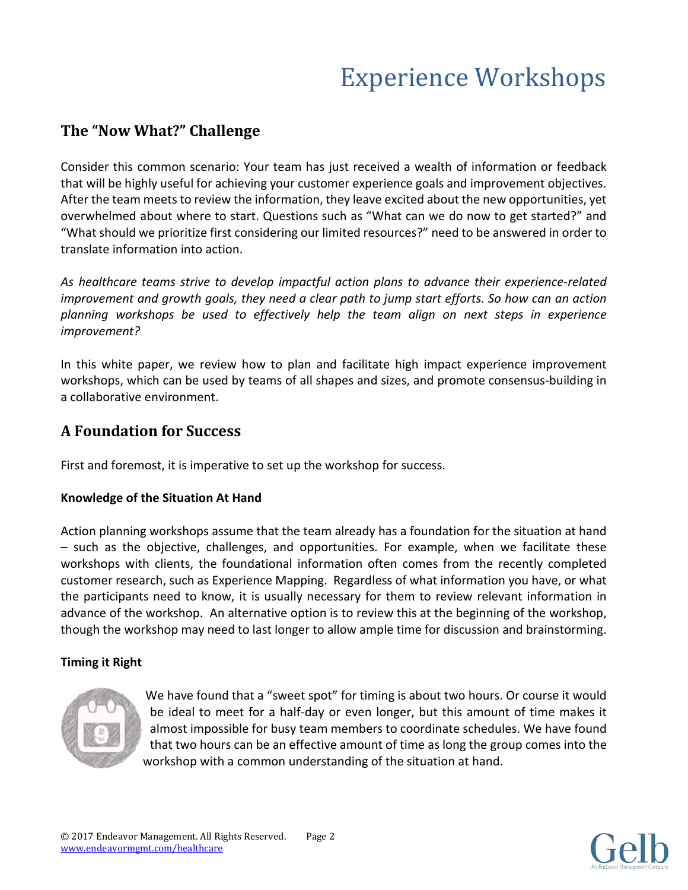# Experience Workshops

## The "Now What?" Challenge

Consider this common scenario: Your team has just received a wealth of information or feedback that will be highly useful for achieving your customer experience goals and improvement objectives. After the team meets to review the information, they leave excited about the new opportunities, yet overwhelmed about where to start. Questions such as "What can we do now to get started?" and "What should we prioritize first considering our limited resources?" need to be answered in order to translate information into action.

*As healthcare teams strive to develop impactful action plans to advance their experience-related improvement and growth goals, they need a clear path to jump start efforts. So how can an action planning workshops be used to effectively help the team align on next steps in experience improvement?*

In this white paper, we review how to plan and facilitate high impact experience improvement workshops, which can be used by teams of all shapes and sizes, and promote consensus-building in a collaborative environment.

## A Foundation for Success

First and foremost, it is imperative to set up the workshop for success.

### Knowledge of the Situation At Hand

Action planning workshops assume that the team already has a foundation for the situation at hand – such as the objective, challenges, and opportunities. For example, when we facilitate these workshops with clients, the foundational information often comes from the recently completed customer research, such as Experience Mapping. Regardless of what information you have, or what the participants need to know, it is usually necessary for them to review relevant information in advance of the workshop. An alternative option is to review this at the beginning of the workshop, though the workshop may need to last longer to allow ample time for discussion and brainstorming.

### Timing it Right

We have found that a "sweet spot" for timing is about two hours. Or course it would be ideal to meet for a half-day or even longer, but this amount of time makes it almost impossible for busy team members to coordinate schedules. We have found that two hours can be an effective amount of time as long the group comes into the workshop with a common understanding of the situation at hand.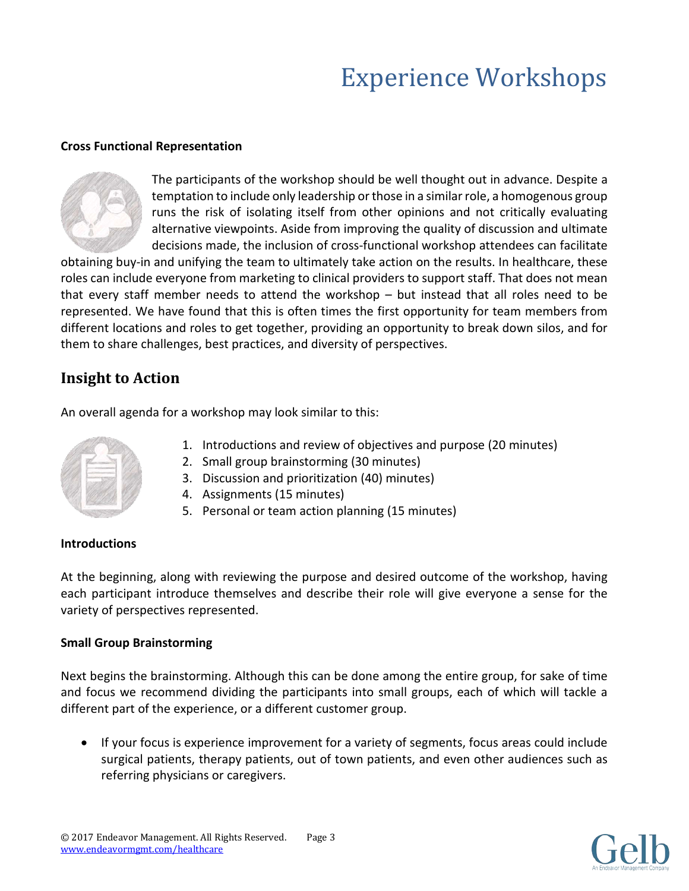# Experience Workshops

**Cross Functional Representation**

The participants of the workshop should be well thought out in advance. Despite a temptation to include only leadership or those in a similar role, a homogenous group runs the risk of isolating itself from other opinions and not critically evaluating alternative viewpoints. Aside from improving the quality of discussion and ultimate decisions made, the inclusion of cross-functional workshop attendees can facilitate obtaining buy-in and unifying the team to ultimately take action on the results. In healthcare, these roles can include everyone from marketing to clinical providers to support staff. That does not mean that every staff member needs to attend the workshop – but instead that all roles need to be represented. We have found that this is often times the first opportunity for team members from different locations and roles to get together, providing an opportunity to break down silos, and for them to share challenges, best practices, and diversity of perspectives.

## Insight to Action

An overall agenda for a workshop may look similar to this:

1. Introductions and review of objectives and purpose (20 minutes)
2. Small group brainstorming (30 minutes)
3. Discussion and prioritization (40) minutes)
4. Assignments (15 minutes)
5. Personal or team action planning (15 minutes)

**Introductions**

At the beginning, along with reviewing the purpose and desired outcome of the workshop, having each participant introduce themselves and describe their role will give everyone a sense for the variety of perspectives represented.

**Small Group Brainstorming**

Next begins the brainstorming. Although this can be done among the entire group, for sake of time and focus we recommend dividing the participants into small groups, each of which will tackle a different part of the experience, or a different customer group.

- If your focus is experience improvement for a variety of segments, focus areas could include surgical patients, therapy patients, out of town patients, and even other audiences such as referring physicians or caregivers.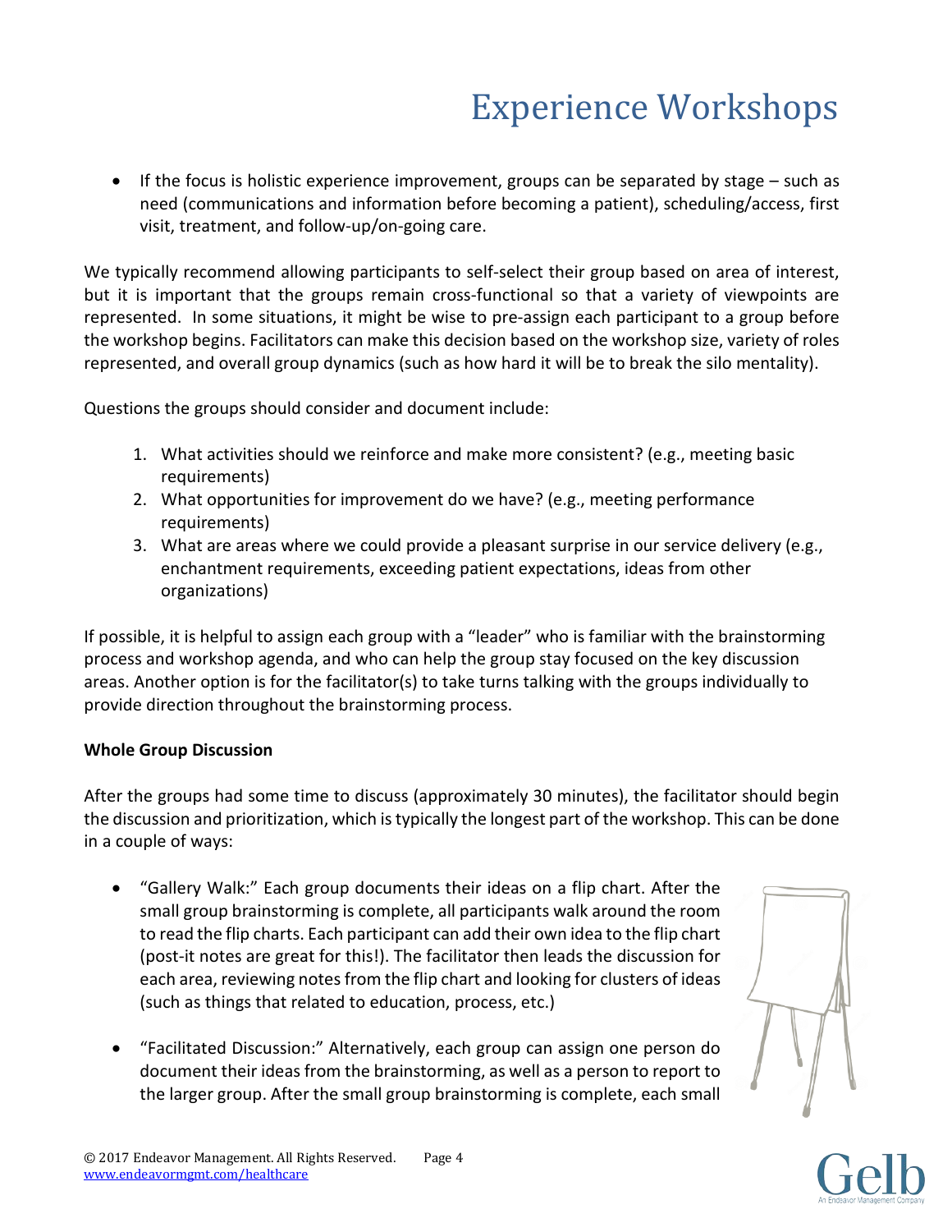- If the focus is holistic experience improvement, groups can be separated by stage – such as need (communications and information before becoming a patient), scheduling/access, first visit, treatment, and follow-up/on-going care.

We typically recommend allowing participants to self-select their group based on area of interest, but it is important that the groups remain cross-functional so that a variety of viewpoints are represented. In some situations, it might be wise to pre-assign each participant to a group before the workshop begins. Facilitators can make this decision based on the workshop size, variety of roles represented, and overall group dynamics (such as how hard it will be to break the silo mentality).

Questions the groups should consider and document include:

1. What activities should we reinforce and make more consistent? (e.g., meeting basic requirements)
2. What opportunities for improvement do we have? (e.g., meeting performance requirements)
3. What are areas where we could provide a pleasant surprise in our service delivery (e.g., enchantment requirements, exceeding patient expectations, ideas from other organizations)

If possible, it is helpful to assign each group with a "leader" who is familiar with the brainstorming process and workshop agenda, and who can help the group stay focused on the key discussion areas. Another option is for the facilitator(s) to take turns talking with the groups individually to provide direction throughout the brainstorming process.

**Whole Group Discussion**

After the groups had some time to discuss (approximately 30 minutes), the facilitator should begin the discussion and prioritization, which is typically the longest part of the workshop. This can be done in a couple of ways:

- "Gallery Walk:" Each group documents their ideas on a flip chart. After the small group brainstorming is complete, all participants walk around the room to read the flip charts. Each participant can add their own idea to the flip chart (post-it notes are great for this!). The facilitator then leads the discussion for each area, reviewing notes from the flip chart and looking for clusters of ideas (such as things that related to education, process, etc.)

- "Facilitated Discussion:" Alternatively, each group can assign one person do document their ideas from the brainstorming, as well as a person to report to the larger group. After the small group brainstorming is complete, each small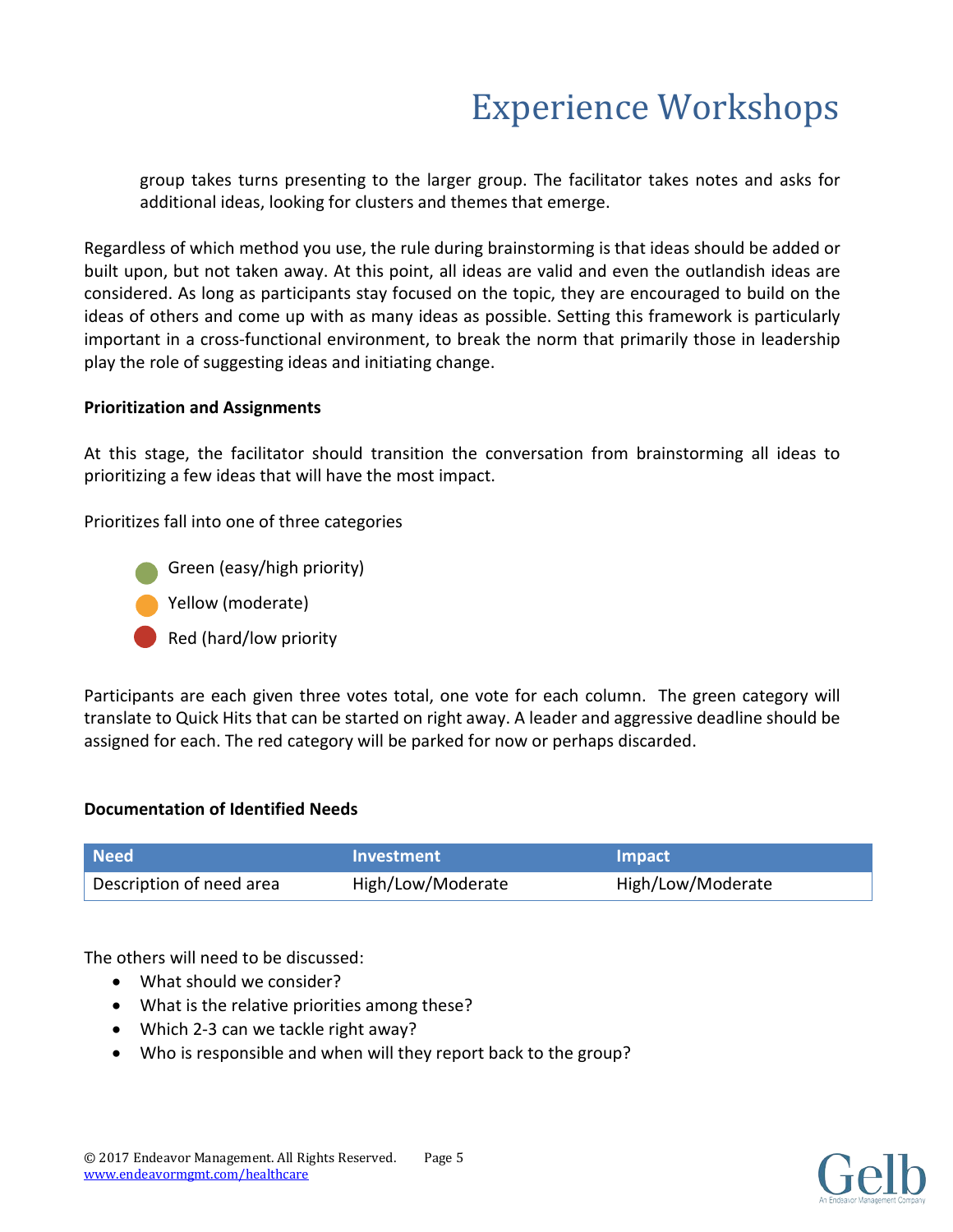group takes turns presenting to the larger group. The facilitator takes notes and asks for additional ideas, looking for clusters and themes that emerge.

Regardless of which method you use, the rule during brainstorming is that ideas should be added or built upon, but not taken away. At this point, all ideas are valid and even the outlandish ideas are considered. As long as participants stay focused on the topic, they are encouraged to build on the ideas of others and come up with as many ideas as possible. Setting this framework is particularly important in a cross-functional environment, to break the norm that primarily those in leadership play the role of suggesting ideas and initiating change.

**Prioritization and Assignments**

At this stage, the facilitator should transition the conversation from brainstorming all ideas to prioritizing a few ideas that will have the most impact.

Prioritizes fall into one of three categories

- Green (easy/high priority)
- Yellow (moderate)
- Red (hard/low priority

Participants are each given three votes total, one vote for each column. The green category will translate to Quick Hits that can be started on right away. A leader and aggressive deadline should be assigned for each. The red category will be parked for now or perhaps discarded.

**Documentation of Identified Needs**

| Need | Investment | Impact |
| --- | --- | --- |
| Description of need area | High/Low/Moderate | High/Low/Moderate |

The others will need to be discussed:

- What should we consider?
- What is the relative priorities among these?
- Which 2-3 can we tackle right away?
- Who is responsible and when will they report back to the group?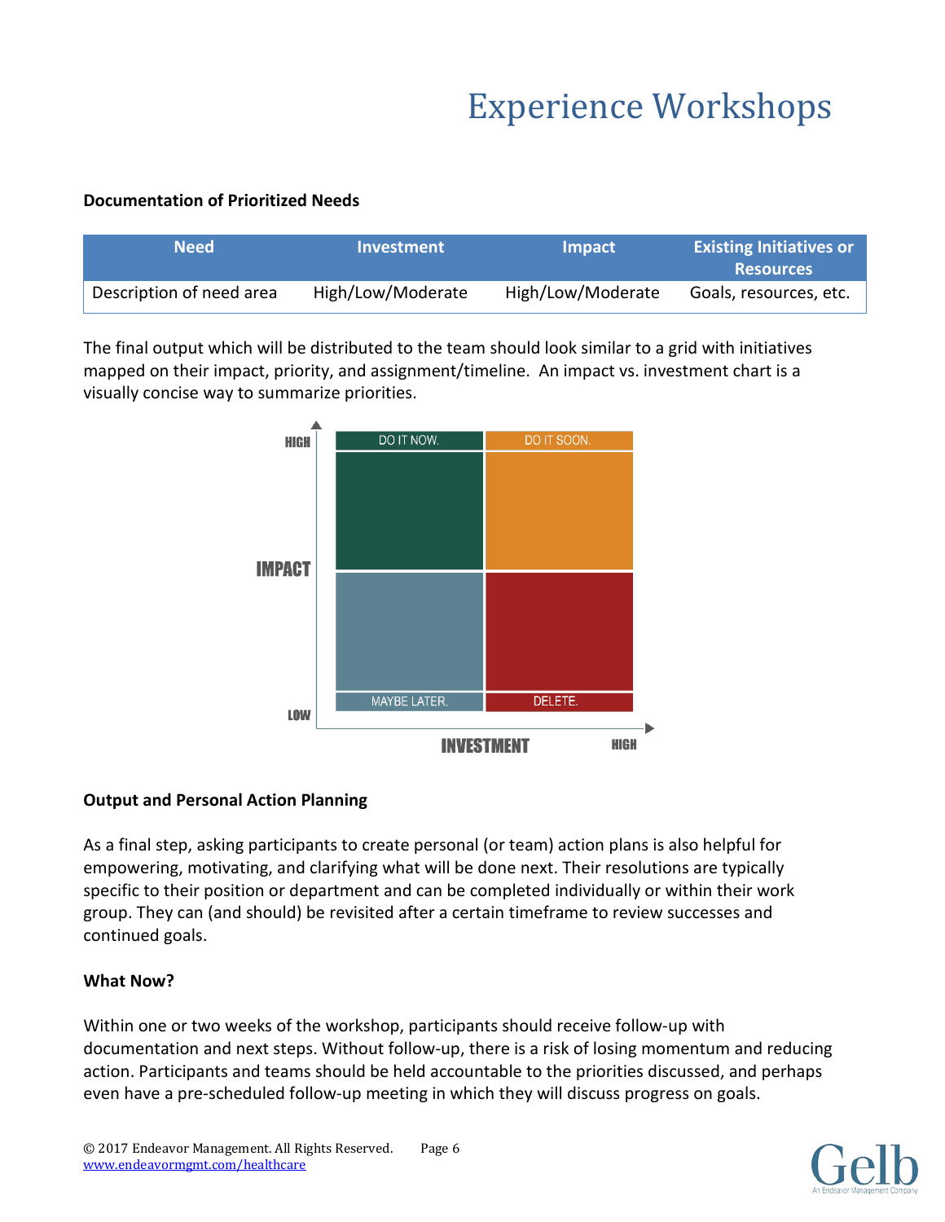# Experience Workshops

**Documentation of Prioritized Needs**

| Need | Investment | Impact | Existing Initiatives or Resources |
|---|---|---|---|
| Description of need area | High/Low/Moderate | High/Low/Moderate | Goals, resources, etc. |

The final output which will be distributed to the team should look similar to a grid with initiatives mapped on their impact, priority, and assignment/timeline. An impact vs. investment chart is a visually concise way to summarize priorities.

HIGH

IMPACT

LOW

DO IT NOW. | DO IT SOON.

MAYBE LATER. | DELETE.

INVESTMENT HIGH

**Output and Personal Action Planning**

As a final step, asking participants to create personal (or team) action plans is also helpful for empowering, motivating, and clarifying what will be done next. Their resolutions are typically specific to their position or department and can be completed individually or within their work group. They can (and should) be revisited after a certain timeframe to review successes and continued goals.

**What Now?**

Within one or two weeks of the workshop, participants should receive follow-up with documentation and next steps. Without follow-up, there is a risk of losing momentum and reducing action. Participants and teams should be held accountable to the priorities discussed, and perhaps even have a pre-scheduled follow-up meeting in which they will discuss progress on goals.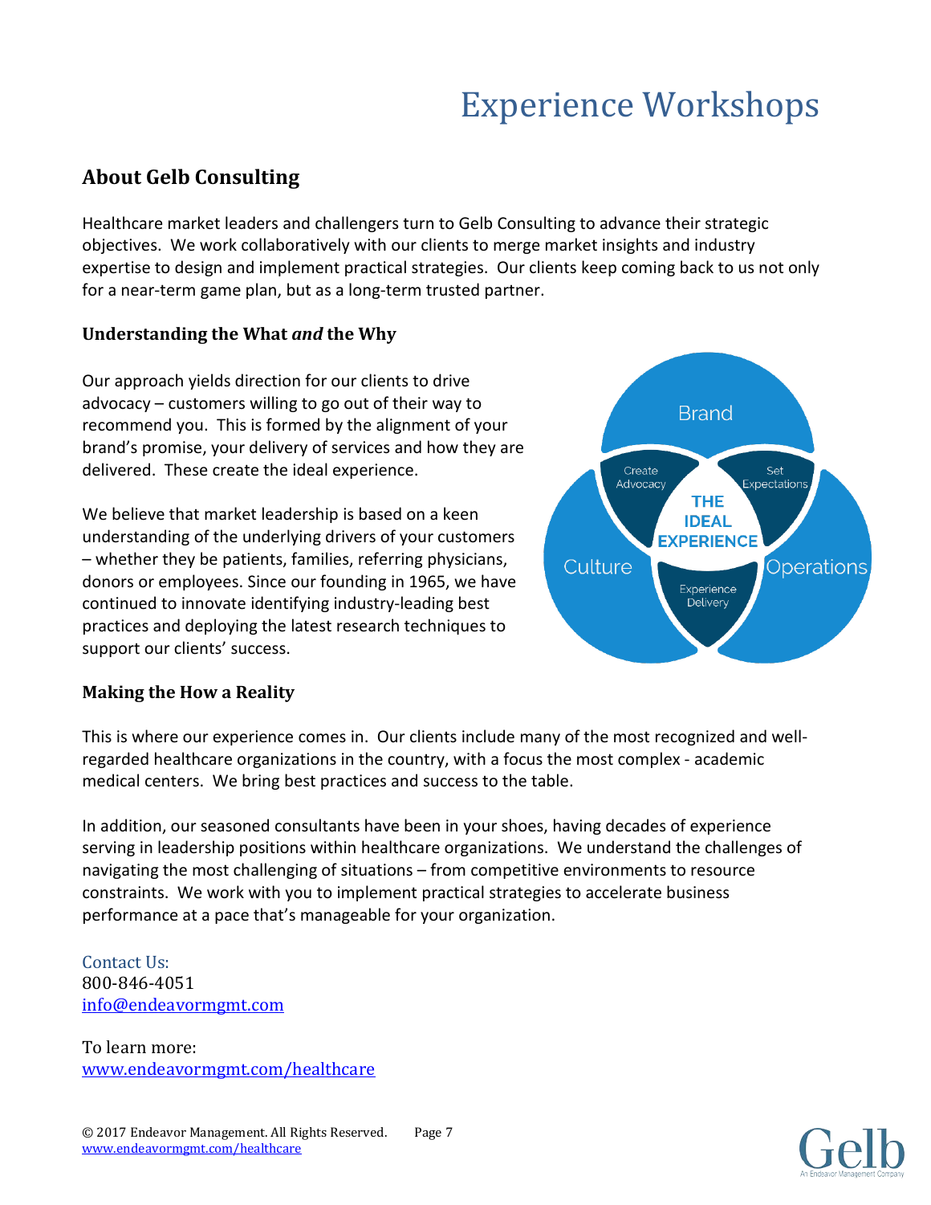# Experience Workshops

## About Gelb Consulting

Healthcare market leaders and challengers turn to Gelb Consulting to advance their strategic objectives. We work collaboratively with our clients to merge market insights and industry expertise to design and implement practical strategies. Our clients keep coming back to us not only for a near-term game plan, but as a long-term trusted partner.

### Understanding the What *and* the Why

Our approach yields direction for our clients to drive advocacy – customers willing to go out of their way to recommend you. This is formed by the alignment of your brand's promise, your delivery of services and how they are delivered. These create the ideal experience.

Brand
Create Advocacy
Set Expectations
THE IDEAL EXPERIENCE
Culture
Operations
Experience Delivery

We believe that market leadership is based on a keen understanding of the underlying drivers of your customers – whether they be patients, families, referring physicians, donors or employees. Since our founding in 1965, we have continued to innovate identifying industry-leading best practices and deploying the latest research techniques to support our clients' success.

### Making the How a Reality

This is where our experience comes in. Our clients include many of the most recognized and well-regarded healthcare organizations in the country, with a focus the most complex - academic medical centers. We bring best practices and success to the table.

In addition, our seasoned consultants have been in your shoes, having decades of experience serving in leadership positions within healthcare organizations. We understand the challenges of navigating the most challenging of situations – from competitive environments to resource constraints. We work with you to implement practical strategies to accelerate business performance at a pace that's manageable for your organization.

Contact Us:
800-846-4051
info@endeavormgmt.com

To learn more:
www.endeavormgmt.com/healthcare

© 2017 Endeavor Management. All Rights Reserved.
www.endeavormgmt.com/healthcare

Gelb
An Endeavor Management Company